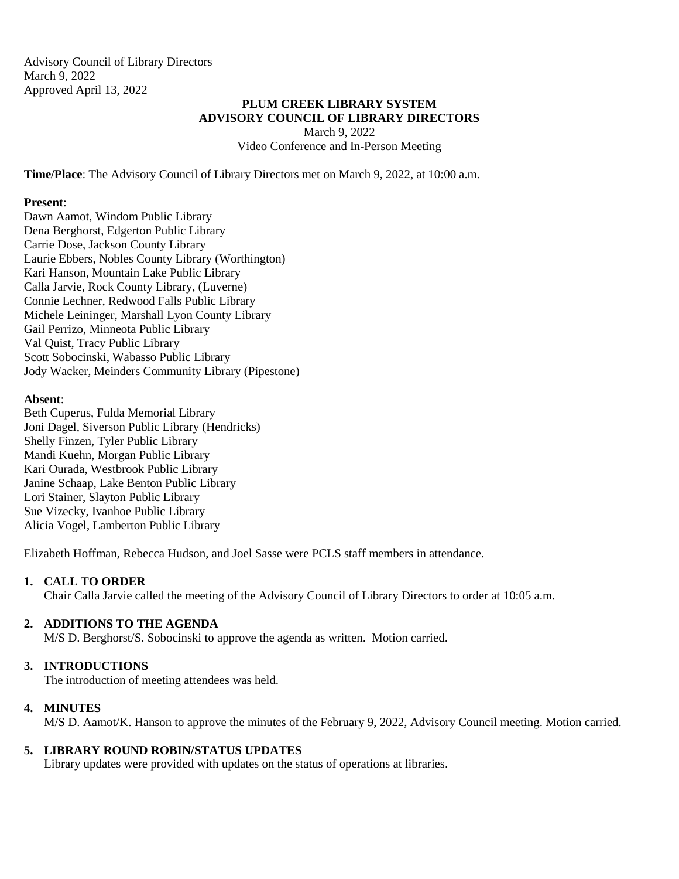Advisory Council of Library Directors
March 9, 2022
Approved April 13, 2022

**PLUM CREEK LIBRARY SYSTEM**
**ADVISORY COUNCIL OF LIBRARY DIRECTORS**
March 9, 2022
Video Conference and In-Person Meeting

**Time/Place**: The Advisory Council of Library Directors met on March 9, 2022, at 10:00 a.m.

**Present**:
Dawn Aamot, Windom Public Library
Dena Berghorst, Edgerton Public Library
Carrie Dose, Jackson County Library
Laurie Ebbers, Nobles County Library (Worthington)
Kari Hanson, Mountain Lake Public Library
Calla Jarvie, Rock County Library, (Luverne)
Connie Lechner, Redwood Falls Public Library
Michele Leininger, Marshall Lyon County Library
Gail Perrizo, Minneota Public Library
Val Quist, Tracy Public Library
Scott Sobocinski, Wabasso Public Library
Jody Wacker, Meinders Community Library (Pipestone)

**Absent**:
Beth Cuperus, Fulda Memorial Library
Joni Dagel, Siverson Public Library (Hendricks)
Shelly Finzen, Tyler Public Library
Mandi Kuehn, Morgan Public Library
Kari Ourada, Westbrook Public Library
Janine Schaap, Lake Benton Public Library
Lori Stainer, Slayton Public Library
Sue Vizecky, Ivanhoe Public Library
Alicia Vogel, Lamberton Public Library

Elizabeth Hoffman, Rebecca Hudson, and Joel Sasse were PCLS staff members in attendance.

1. **CALL TO ORDER**
   Chair Calla Jarvie called the meeting of the Advisory Council of Library Directors to order at 10:05 a.m.

2. **ADDITIONS TO THE AGENDA**
   M/S D. Berghorst/S. Sobocinski to approve the agenda as written. Motion carried.

3. **INTRODUCTIONS**
   The introduction of meeting attendees was held.

4. **MINUTES**
   M/S D. Aamot/K. Hanson to approve the minutes of the February 9, 2022, Advisory Council meeting. Motion carried.

5. **LIBRARY ROUND ROBIN/STATUS UPDATES**
   Library updates were provided with updates on the status of operations at libraries.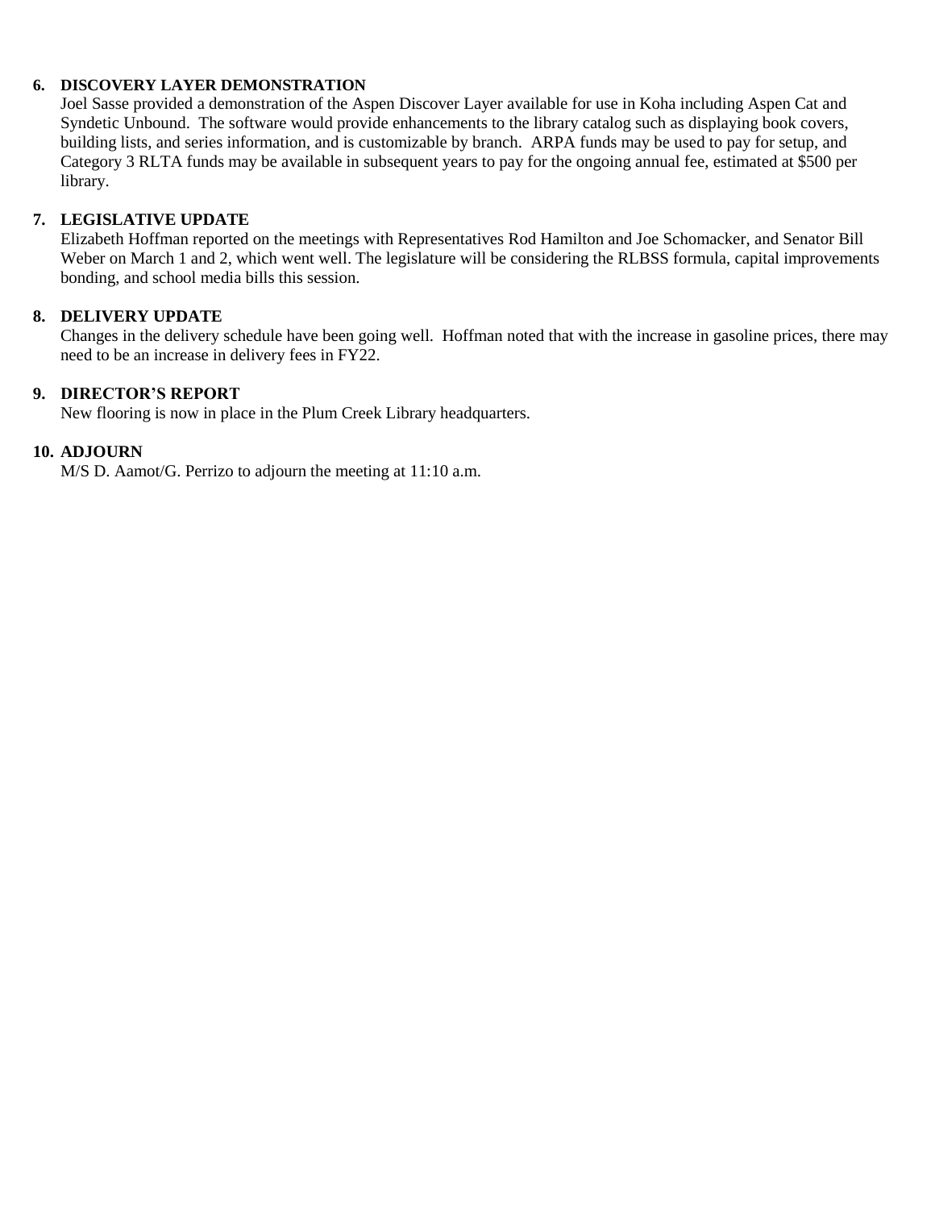6. **DISCOVERY LAYER DEMONSTRATION**
   Joel Sasse provided a demonstration of the Aspen Discover Layer available for use in Koha including Aspen Cat and Syndetic Unbound. The software would provide enhancements to the library catalog such as displaying book covers, building lists, and series information, and is customizable by branch. ARPA funds may be used to pay for setup, and Category 3 RLTA funds may be available in subsequent years to pay for the ongoing annual fee, estimated at $500 per library.

7. **LEGISLATIVE UPDATE**
   Elizabeth Hoffman reported on the meetings with Representatives Rod Hamilton and Joe Schomacker, and Senator Bill Weber on March 1 and 2, which went well. The legislature will be considering the RLBSS formula, capital improvements bonding, and school media bills this session.

8. **DELIVERY UPDATE**
   Changes in the delivery schedule have been going well. Hoffman noted that with the increase in gasoline prices, there may need to be an increase in delivery fees in FY22.

9. **DIRECTOR'S REPORT**
   New flooring is now in place in the Plum Creek Library headquarters.

10. **ADJOURN**
    M/S D. Aamot/G. Perrizo to adjourn the meeting at 11:10 a.m.